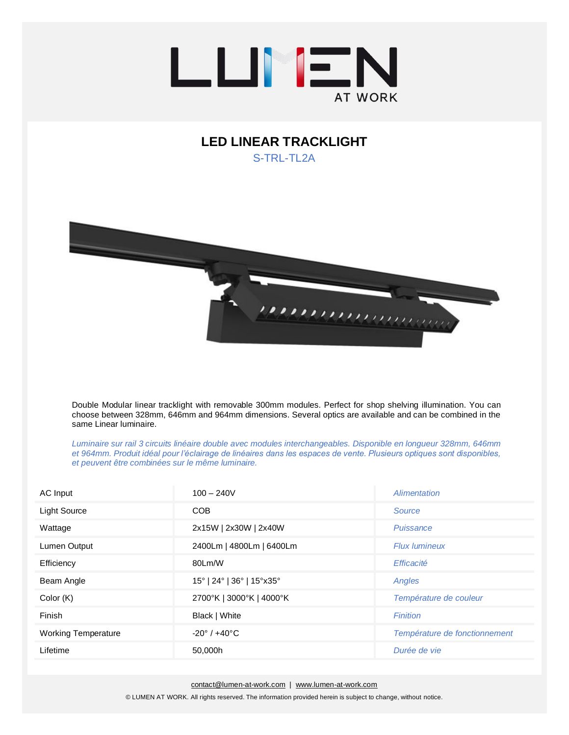# LED LINEAR TRACKLIGHT

S-TRL-TL2A

Double Modular linear tracklight with removable 300mm modules. Perfect for shop shelving illumination. You can choose between 328mm, 646mm and 964mm dimensions. Several optics are available and can be combined in the same Linear luminaire.

*Luminaire sur rail 3 circuits linéaire double avec modules interchangeables. Disponible en longueur 328mm, 646mm et 964mm. Produit idéal pour l'éclairage de linéaires dans les espaces de vente. Plusieurs optiques sont disponibles, et peuvent être combinées sur le même luminaire.*

| | | |
|---|---|---|
| AC Input | 100 – 240V | *Alimentation* |
| Light Source | COB | *Source* |
| Wattage | 2x15W \| 2x30W \| 2x40W | *Puissance* |
| Lumen Output | 2400Lm \| 4800Lm \| 6400Lm | *Flux lumineux* |
| Efficiency | 80Lm/W | *Efficacité* |
| Beam Angle | 15° \| 24° \| 36° \| 15°x35° | *Angles* |
| Color (K) | 2700°K \| 3000°K \| 4000°K | *Température de couleur* |
| Finish | Black \| White | *Finition* |
| Working Temperature | -20° / +40°C | *Température de fonctionnement* |
| Lifetime | 50,000h | *Durée de vie* |

contact@lumen-at-work.com | www.lumen-at-work.com

© LUMEN AT WORK. All rights reserved. The information provided herein is subject to change, without notice.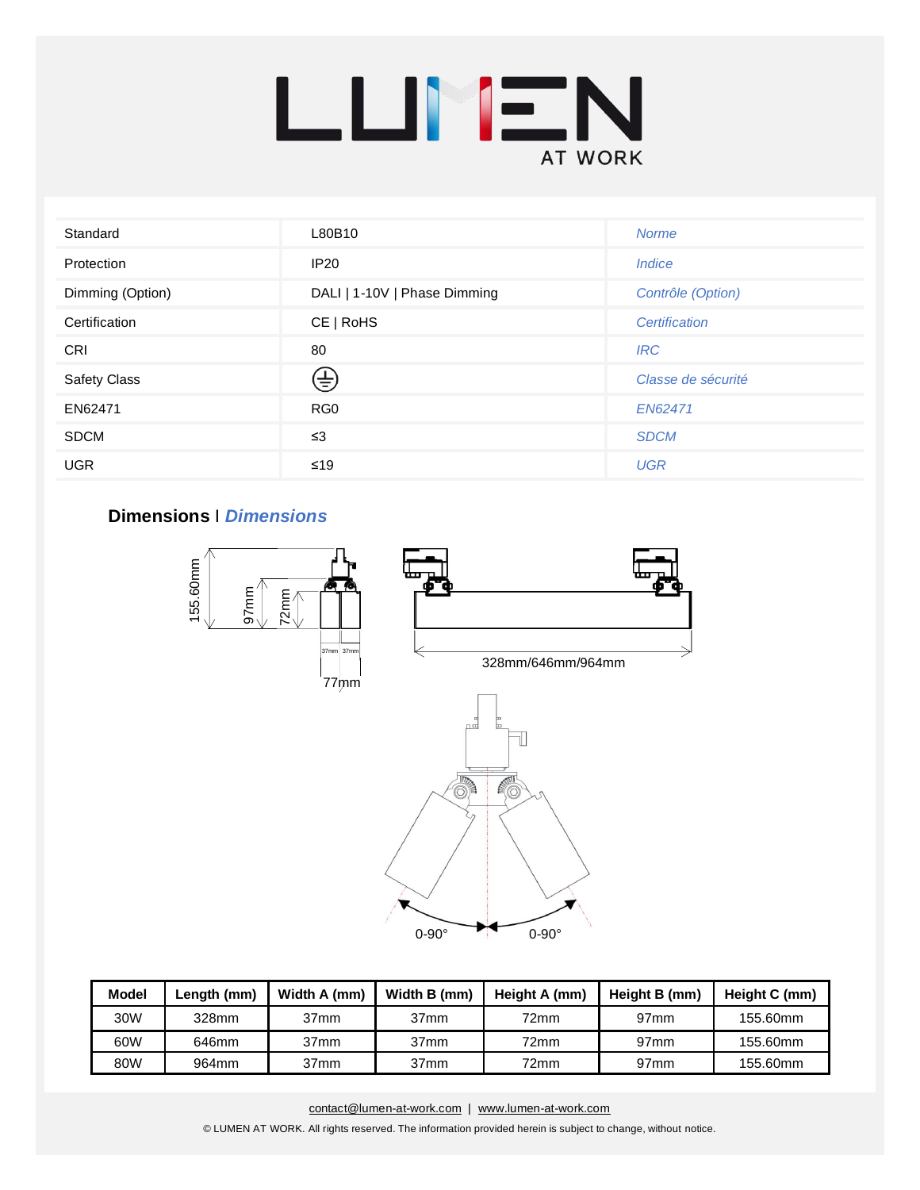# LUMEN AT WORK

| Standard | L80B10 | *Norme* |
|---|---|---|
| Protection | IP20 | *Indice* |
| Dimming (Option) | DALI \| 1-10V \| Phase Dimming | *Contrôle (Option)* |
| Certification | CE \| RoHS | *Certification* |
| CRI | 80 | *IRC* |
| Safety Class | ⏚ | *Classe de sécurité* |
| EN62471 | RG0 | *EN62471* |
| SDCM | ≤3 | *SDCM* |
| UGR | ≤19 | *UGR* |

## Dimensions I *Dimensions*

155.60mm
97mm
72mm
37mm 37mm
77mm
328mm/646mm/964mm
0-90° 0-90°

| Model | Length (mm) | Width A (mm) | Width B (mm) | Height A (mm) | Height B (mm) | Height C (mm) |
|---|---|---|---|---|---|---|
| 30W | 328mm | 37mm | 37mm | 72mm | 97mm | 155.60mm |
| 60W | 646mm | 37mm | 37mm | 72mm | 97mm | 155.60mm |
| 80W | 964mm | 37mm | 37mm | 72mm | 97mm | 155.60mm |

contact@lumen-at-work.com | www.lumen-at-work.com

© LUMEN AT WORK. All rights reserved. The information provided herein is subject to change, without notice.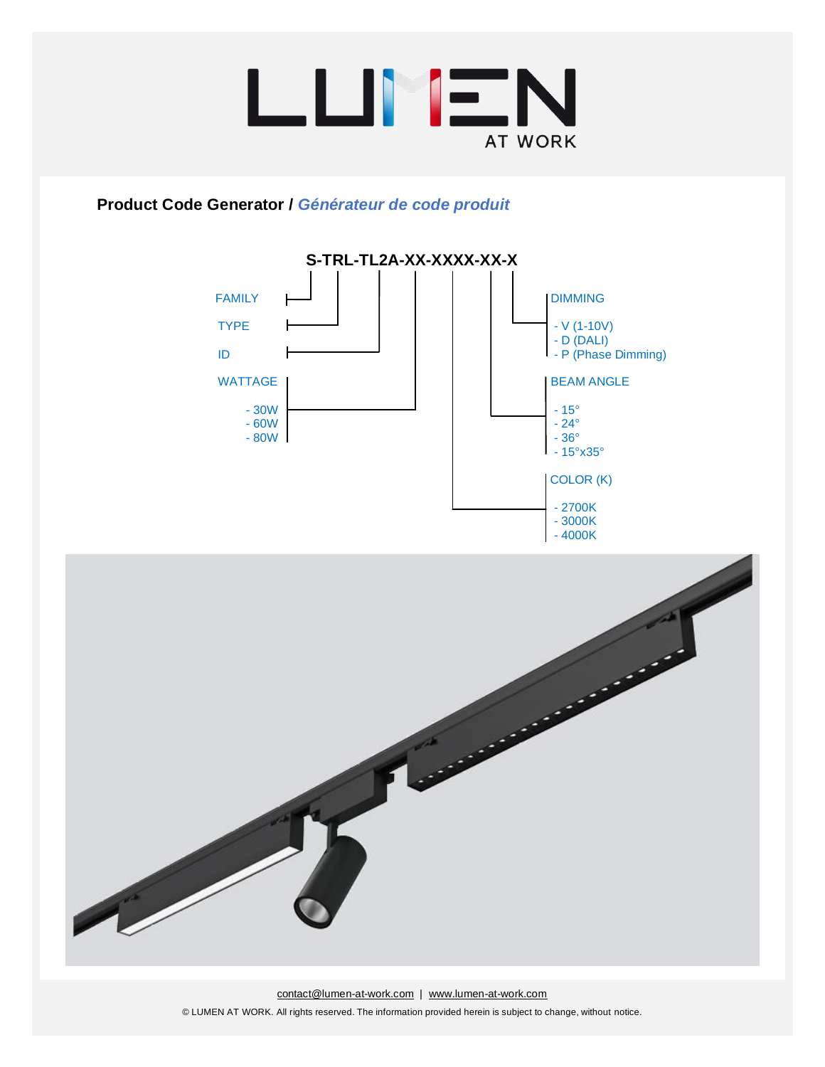LUMEN AT WORK

## Product Code Generator / *Générateur de code produit*

**S-TRL-TL2A-XX-XXXX-XX-X**

FAMILY

TYPE

ID

WATTAGE

- 30W
- 60W
- 80W

DIMMING

- V (1-10V)
- D (DALI)
- P (Phase Dimming)

BEAM ANGLE

- 15°
- 24°
- 36°
- 15°x35°

COLOR (K)

- 2700K
- 3000K
- 4000K

contact@lumen-at-work.com | www.lumen-at-work.com

© LUMEN AT WORK. All rights reserved. The information provided herein is subject to change, without notice.